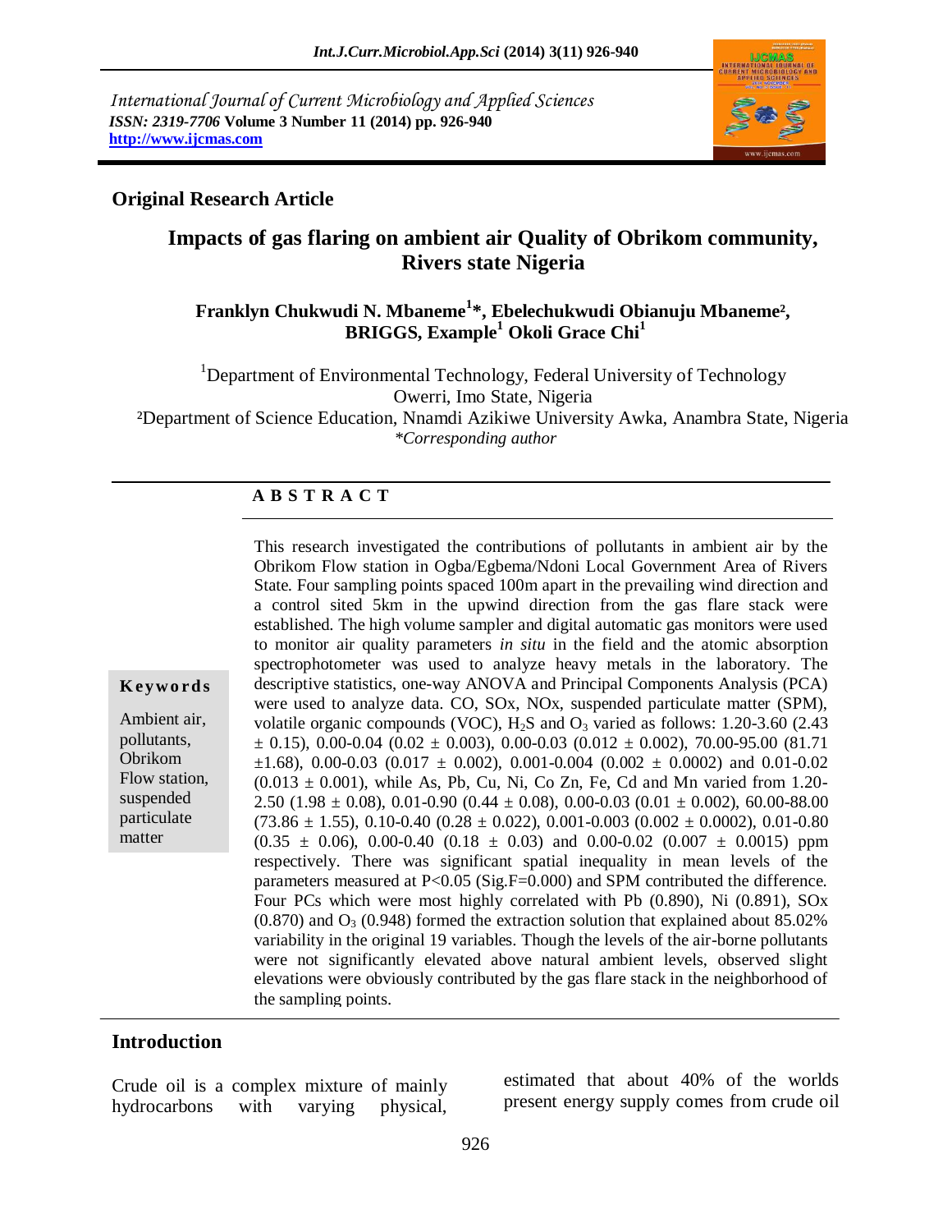International Journal of Current Microbiology and Applied Sciences
*ISSN: 2319-7706* **Volume 3 Number 11 (2014) pp. 926-940**
**http://www.ijcmas.com**

**Original Research Article**

# Impacts of gas flaring on ambient air Quality of Obrikom community, Rivers state Nigeria

**Franklyn Chukwudi N. Mbaneme[1]*, Ebelechukwudi Obianuju Mbaneme[2], BRIGGS, Example[1] Okoli Grace Chi[1]**

[1]Department of Environmental Technology, Federal University of Technology Owerri, Imo State, Nigeria
[2]Department of Science Education, Nnamdi Azikiwe University Awka, Anambra State, Nigeria
*\*Corresponding author*

**A B S T R A C T**

**Keywords**

Ambient air, pollutants, Obrikom Flow station, suspended particulate matter

This research investigated the contributions of pollutants in ambient air by the Obrikom Flow station in Ogba/Egbema/Ndoni Local Government Area of Rivers State. Four sampling points spaced 100m apart in the prevailing wind direction and a control sited 5km in the upwind direction from the gas flare stack were established. The high volume sampler and digital automatic gas monitors were used to monitor air quality parameters *in situ* in the field and the atomic absorption spectrophotometer was used to analyze heavy metals in the laboratory. The descriptive statistics, one-way ANOVA and Principal Components Analysis (PCA) were used to analyze data. CO, SOx, NOx, suspended particulate matter (SPM), volatile organic compounds (VOC), $H_2S$ and $O_3$ varied as follows: 1.20-3.60 (2.43 ± 0.15), 0.00-0.04 (0.02 ± 0.003), 0.00-0.03 (0.012 ± 0.002), 70.00-95.00 (81.71 ±1.68), 0.00-0.03 (0.017 ± 0.002), 0.001-0.004 (0.002 ± 0.0002) and 0.01-0.02 (0.013 ± 0.001), while As, Pb, Cu, Ni, Co Zn, Fe, Cd and Mn varied from 1.20-2.50 (1.98 ± 0.08), 0.01-0.90 (0.44 ± 0.08), 0.00-0.03 (0.01 ± 0.002), 60.00-88.00 (73.86 ± 1.55), 0.10-0.40 (0.28 ± 0.022), 0.001-0.003 (0.002 ± 0.0002), 0.01-0.80 (0.35 ± 0.06), 0.00-0.40 (0.18 ± 0.03) and 0.00-0.02 (0.007 ± 0.0015) ppm respectively. There was significant spatial inequality in mean levels of the parameters measured at P<0.05 (Sig.F=0.000) and SPM contributed the difference. Four PCs which were most highly correlated with Pb (0.890), Ni (0.891), SOx (0.870) and $O_3$ (0.948) formed the extraction solution that explained about 85.02% variability in the original 19 variables. Though the levels of the air-borne pollutants were not significantly elevated above natural ambient levels, observed slight elevations were obviously contributed by the gas flare stack in the neighborhood of the sampling points.

## Introduction

Crude oil is a complex mixture of mainly hydrocarbons with varying physical, estimated that about 40% of the worlds present energy supply comes from crude oil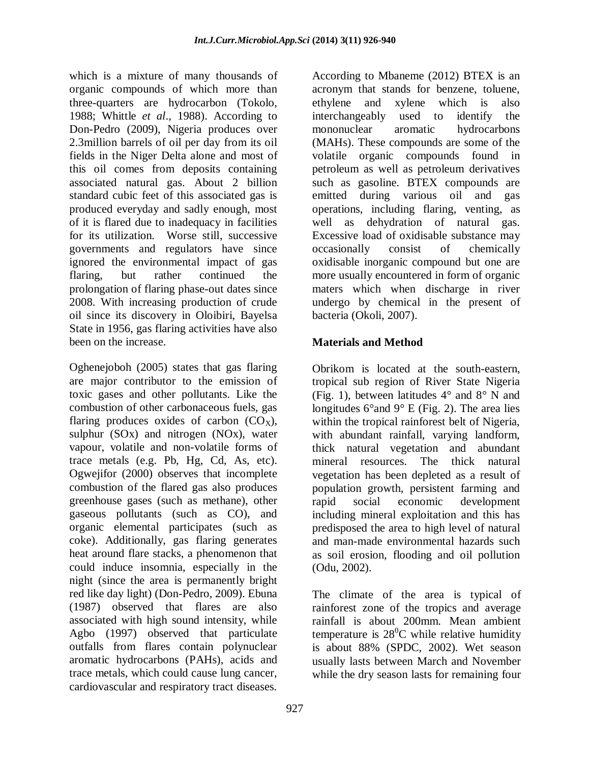which is a mixture of many thousands of organic compounds of which more than three-quarters are hydrocarbon (Tokolo, 1988; Whittle *et al*., 1988). According to Don-Pedro (2009), Nigeria produces over 2.3million barrels of oil per day from its oil fields in the Niger Delta alone and most of this oil comes from deposits containing associated natural gas. About 2 billion standard cubic feet of this associated gas is produced everyday and sadly enough, most of it is flared due to inadequacy in facilities for its utilization. Worse still, successive governments and regulators have since ignored the environmental impact of gas flaring, but rather continued the prolongation of flaring phase-out dates since 2008. With increasing production of crude oil since its discovery in Oloibiri, Bayelsa State in 1956, gas flaring activities have also been on the increase.

Oghenejoboh (2005) states that gas flaring are major contributor to the emission of toxic gases and other pollutants. Like the combustion of other carbonaceous fuels, gas flaring produces oxides of carbon ($CO_X$), sulphur (SOx) and nitrogen (NOx), water vapour, volatile and non-volatile forms of trace metals (e.g. Pb, Hg, Cd, As, etc). Ogwejifor (2000) observes that incomplete combustion of the flared gas also produces greenhouse gases (such as methane), other gaseous pollutants (such as CO), and organic elemental participates (such as coke). Additionally, gas flaring generates heat around flare stacks, a phenomenon that could induce insomnia, especially in the night (since the area is permanently bright red like day light) (Don-Pedro, 2009). Ebuna (1987) observed that flares are also associated with high sound intensity, while Agbo (1997) observed that particulate outfalls from flares contain polynuclear aromatic hydrocarbons (PAHs), acids and trace metals, which could cause lung cancer, cardiovascular and respiratory tract diseases.

According to Mbaneme (2012) BTEX is an acronym that stands for benzene, toluene, ethylene and xylene which is also interchangeably used to identify the mononuclear aromatic hydrocarbons (MAHs). These compounds are some of the volatile organic compounds found in petroleum as well as petroleum derivatives such as gasoline. BTEX compounds are emitted during various oil and gas operations, including flaring, venting, as well as dehydration of natural gas. Excessive load of oxidisable substance may occasionally consist of chemically oxidisable inorganic compound but one are more usually encountered in form of organic maters which when discharge in river undergo by chemical in the present of bacteria (Okoli, 2007).

## Materials and Method

Obrikom is located at the south-eastern, tropical sub region of River State Nigeria (Fig. 1), between latitudes 4° and 8° N and longitudes 6°and 9° E (Fig. 2). The area lies within the tropical rainforest belt of Nigeria, with abundant rainfall, varying landform, thick natural vegetation and abundant mineral resources. The thick natural vegetation has been depleted as a result of population growth, persistent farming and rapid social economic development including mineral exploitation and this has predisposed the area to high level of natural and man-made environmental hazards such as soil erosion, flooding and oil pollution (Odu, 2002).

The climate of the area is typical of rainforest zone of the tropics and average rainfall is about 200mm. Mean ambient temperature is $28^0$C while relative humidity is about 88% (SPDC, 2002). Wet season usually lasts between March and November while the dry season lasts for remaining four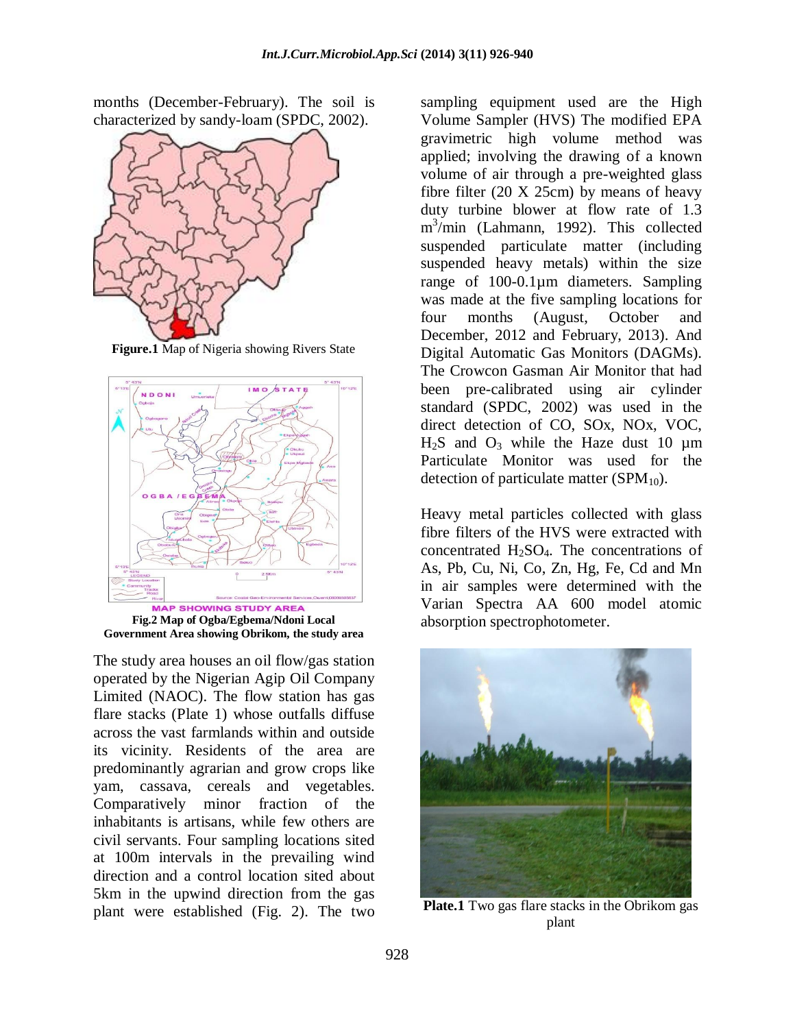months (December-February). The soil is characterized by sandy-loam (SPDC, 2002).

**Figure.1** Map of Nigeria showing Rivers State

**Fig.2 Map of Ogba/Egbema/Ndoni Local Government Area showing Obrikom, the study area**

The study area houses an oil flow/gas station operated by the Nigerian Agip Oil Company Limited (NAOC). The flow station has gas flare stacks (Plate 1) whose outfalls diffuse across the vast farmlands within and outside its vicinity. Residents of the area are predominantly agrarian and grow crops like yam, cassava, cereals and vegetables. Comparatively minor fraction of the inhabitants is artisans, while few others are civil servants. Four sampling locations sited at 100m intervals in the prevailing wind direction and a control location sited about 5km in the upwind direction from the gas plant were established (Fig. 2). The two sampling equipment used are the High Volume Sampler (HVS) The modified EPA gravimetric high volume method was applied; involving the drawing of a known volume of air through a pre-weighted glass fibre filter (20 X 25cm) by means of heavy duty turbine blower at flow rate of 1.3 $m^3$/min (Lahmann, 1992). This collected suspended particulate matter (including suspended heavy metals) within the size range of 100-0.1µm diameters. Sampling was made at the five sampling locations for four months (August, October and December, 2012 and February, 2013). And Digital Automatic Gas Monitors (DAGMs). The Crowcon Gasman Air Monitor that had been pre-calibrated using air cylinder standard (SPDC, 2002) was used in the direct detection of CO, SOx, NOx, VOC, $H_2S$ and $O_3$ while the Haze dust 10 µm Particulate Monitor was used for the detection of particulate matter ($SPM_{10}$).

Heavy metal particles collected with glass fibre filters of the HVS were extracted with concentrated $H_2SO_4$. The concentrations of As, Pb, Cu, Ni, Co, Zn, Hg, Fe, Cd and Mn in air samples were determined with the Varian Spectra AA 600 model atomic absorption spectrophotometer.

**Plate.1** Two gas flare stacks in the Obrikom gas plant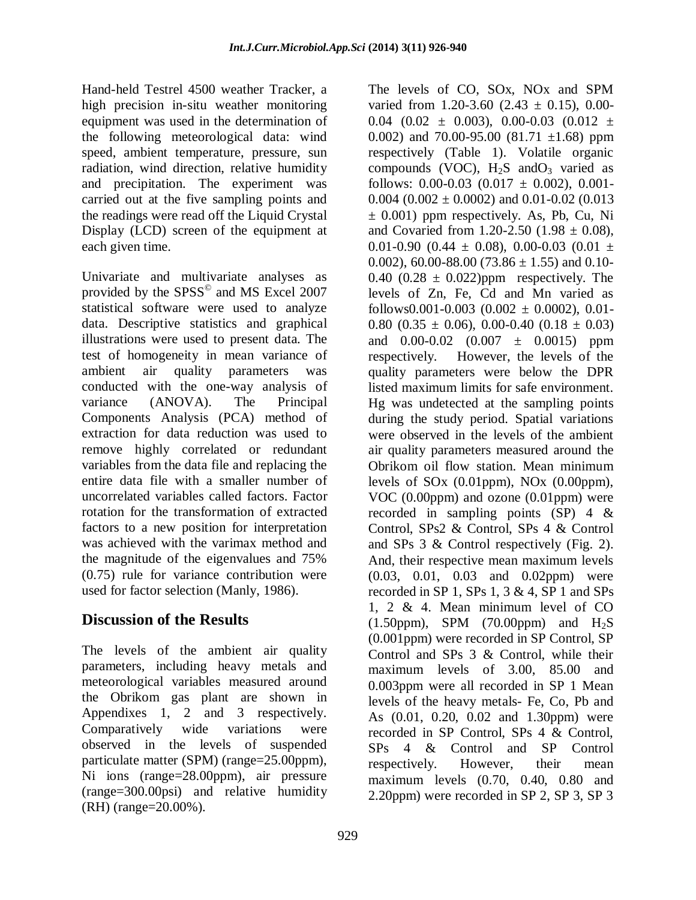Hand-held Testrel 4500 weather Tracker, a high precision in-situ weather monitoring equipment was used in the determination of the following meteorological data: wind speed, ambient temperature, pressure, sun radiation, wind direction, relative humidity and precipitation. The experiment was carried out at the five sampling points and the readings were read off the Liquid Crystal Display (LCD) screen of the equipment at each given time.

Univariate and multivariate analyses as provided by the SPSS© and MS Excel 2007 statistical software were used to analyze data. Descriptive statistics and graphical illustrations were used to present data. The test of homogeneity in mean variance of ambient air quality parameters was conducted with the one-way analysis of variance (ANOVA). The Principal Components Analysis (PCA) method of extraction for data reduction was used to remove highly correlated or redundant variables from the data file and replacing the entire data file with a smaller number of uncorrelated variables called factors. Factor rotation for the transformation of extracted factors to a new position for interpretation was achieved with the varimax method and the magnitude of the eigenvalues and 75% (0.75) rule for variance contribution were used for factor selection (Manly, 1986).

## Discussion of the Results

The levels of the ambient air quality parameters, including heavy metals and meteorological variables measured around the Obrikom gas plant are shown in Appendixes 1, 2 and 3 respectively. Comparatively wide variations were observed in the levels of suspended particulate matter (SPM) (range=25.00ppm), Ni ions (range=28.00ppm), air pressure (range=300.00psi) and relative humidity (RH) (range=20.00%).

The levels of CO, SOx, NOx and SPM varied from 1.20-3.60 (2.43 ± 0.15), 0.00-0.04 (0.02 ± 0.003), 0.00-0.03 (0.012 ± 0.002) and 70.00-95.00 (81.71 ±1.68) ppm respectively (Table 1). Volatile organic compounds (VOC), $H_2S$ and$O_3$ varied as follows: 0.00-0.03 (0.017 ± 0.002), 0.001-0.004 (0.002 ± 0.0002) and 0.01-0.02 (0.013 ± 0.001) ppm respectively. As, Pb, Cu, Ni and Covaried from 1.20-2.50 (1.98 ± 0.08), 0.01-0.90 (0.44 ± 0.08), 0.00-0.03 (0.01 ± 0.002), 60.00-88.00 (73.86 ± 1.55) and 0.10-0.40 (0.28 ± 0.022)ppm respectively. The levels of Zn, Fe, Cd and Mn varied as follows0.001-0.003 (0.002 ± 0.0002), 0.01-0.80 (0.35 ± 0.06), 0.00-0.40 (0.18 ± 0.03) and 0.00-0.02 (0.007 ± 0.0015) ppm respectively. However, the levels of the quality parameters were below the DPR listed maximum limits for safe environment. Hg was undetected at the sampling points during the study period. Spatial variations were observed in the levels of the ambient air quality parameters measured around the Obrikom oil flow station. Mean minimum levels of SOx (0.01ppm), NOx (0.00ppm), VOC (0.00ppm) and ozone (0.01ppm) were recorded in sampling points (SP) 4 & Control, SPs2 & Control, SPs 4 & Control and SPs 3 & Control respectively (Fig. 2). And, their respective mean maximum levels (0.03, 0.01, 0.03 and 0.02ppm) were recorded in SP 1, SPs 1, 3 & 4, SP 1 and SPs 1, 2 & 4. Mean minimum level of CO (1.50ppm), SPM (70.00ppm) and $H_2S$ (0.001ppm) were recorded in SP Control, SP Control and SPs 3 & Control, while their maximum levels of 3.00, 85.00 and 0.003ppm were all recorded in SP 1 Mean levels of the heavy metals- Fe, Co, Pb and As (0.01, 0.20, 0.02 and 1.30ppm) were recorded in SP Control, SPs 4 & Control, SPs 4 & Control and SP Control respectively. However, their mean maximum levels (0.70, 0.40, 0.80 and 2.20ppm) were recorded in SP 2, SP 3, SP 3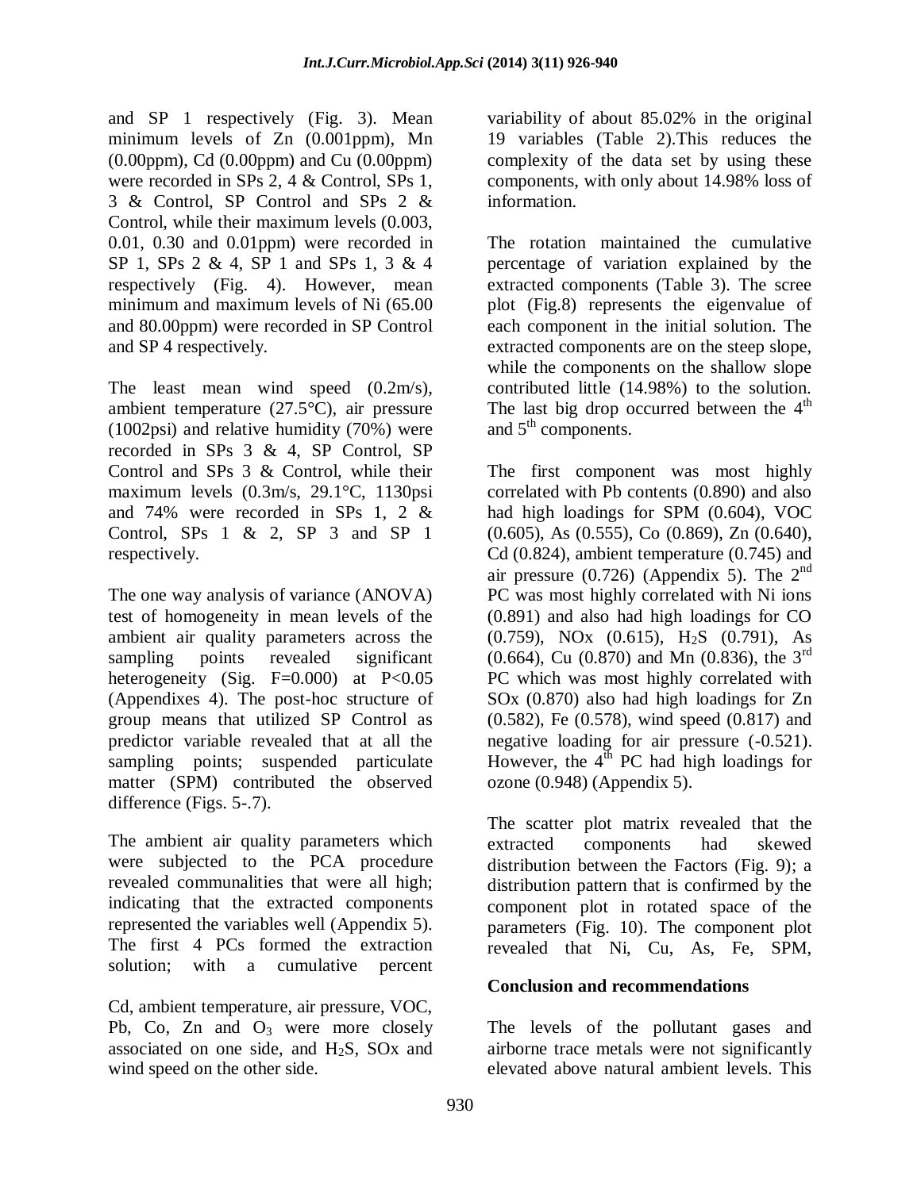and SP 1 respectively (Fig. 3). Mean minimum levels of Zn (0.001ppm), Mn (0.00ppm), Cd (0.00ppm) and Cu (0.00ppm) were recorded in SPs 2, 4 & Control, SPs 1, 3 & Control, SP Control and SPs 2 & Control, while their maximum levels (0.003, 0.01, 0.30 and 0.01ppm) were recorded in SP 1, SPs 2 & 4, SP 1 and SPs 1, 3 & 4 respectively (Fig. 4). However, mean minimum and maximum levels of Ni (65.00 and 80.00ppm) were recorded in SP Control and SP 4 respectively.

The least mean wind speed (0.2m/s), ambient temperature (27.5°C), air pressure (1002psi) and relative humidity (70%) were recorded in SPs 3 & 4, SP Control, SP Control and SPs 3 & Control, while their maximum levels (0.3m/s, 29.1°C, 1130psi and 74% were recorded in SPs 1, 2 & Control, SPs 1 & 2, SP 3 and SP 1 respectively.

The one way analysis of variance (ANOVA) test of homogeneity in mean levels of the ambient air quality parameters across the sampling points revealed significant heterogeneity (Sig. F=0.000) at $P<0.05$ (Appendixes 4). The post-hoc structure of group means that utilized SP Control as predictor variable revealed that at all the sampling points; suspended particulate matter (SPM) contributed the observed difference (Figs. 5-.7).

The ambient air quality parameters which were subjected to the PCA procedure revealed communalities that were all high; indicating that the extracted components represented the variables well (Appendix 5). The first 4 PCs formed the extraction solution; with a cumulative percent variability of about 85.02% in the original 19 variables (Table 2).This reduces the complexity of the data set by using these components, with only about 14.98% loss of information.

The rotation maintained the cumulative percentage of variation explained by the extracted components (Table 3). The scree plot (Fig.8) represents the eigenvalue of each component in the initial solution. The extracted components are on the steep slope, while the components on the shallow slope contributed little (14.98%) to the solution. The last big drop occurred between the 4th and 5th components.

The first component was most highly correlated with Pb contents (0.890) and also had high loadings for SPM (0.604), VOC (0.605), As (0.555), Co (0.869), Zn (0.640), Cd (0.824), ambient temperature (0.745) and air pressure (0.726) (Appendix 5). The 2nd PC was most highly correlated with Ni ions (0.891) and also had high loadings for CO (0.759), NOx (0.615), $H_2S$ (0.791), As (0.664), Cu (0.870) and Mn (0.836), the 3rd PC which was most highly correlated with SOx (0.870) also had high loadings for Zn (0.582), Fe (0.578), wind speed (0.817) and negative loading for air pressure (-0.521). However, the 4th PC had high loadings for ozone (0.948) (Appendix 5).

The scatter plot matrix revealed that the extracted components had skewed distribution between the Factors (Fig. 9); a distribution pattern that is confirmed by the component plot in rotated space of the parameters (Fig. 10). The component plot revealed that Ni, Cu, As, Fe, SPM, Cd, ambient temperature, air pressure, VOC, Pb, Co, Zn and $O_3$ were more closely associated on one side, and $H_2S$, SOx and wind speed on the other side.

## Conclusion and recommendations

The levels of the pollutant gases and airborne trace metals were not significantly elevated above natural ambient levels. This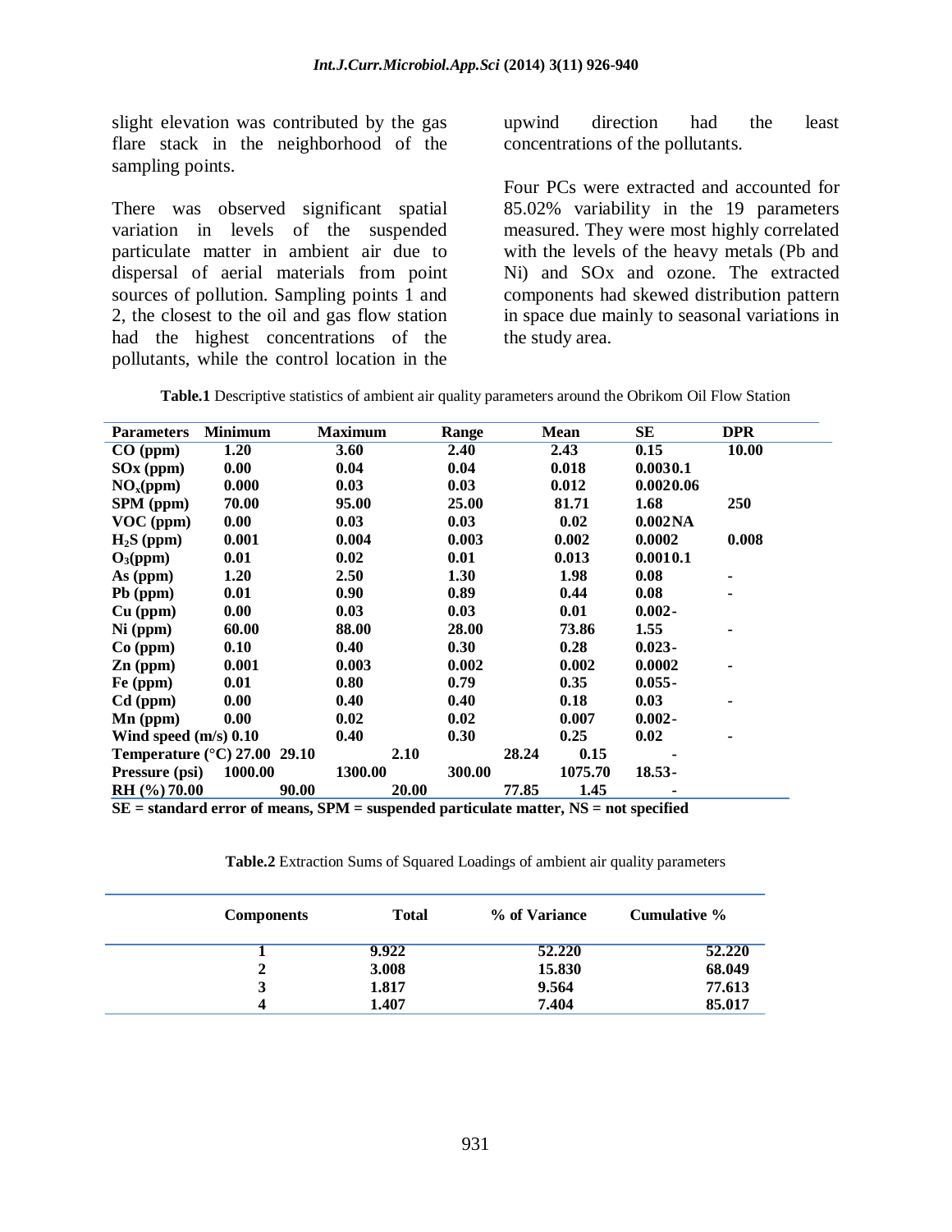slight elevation was contributed by the gas flare stack in the neighborhood of the sampling points.

There was observed significant spatial variation in levels of the suspended particulate matter in ambient air due to dispersal of aerial materials from point sources of pollution. Sampling points 1 and 2, the closest to the oil and gas flow station had the highest concentrations of the pollutants, while the control location in the upwind direction had the least concentrations of the pollutants.

Four PCs were extracted and accounted for 85.02% variability in the 19 parameters measured. They were most highly correlated with the levels of the heavy metals (Pb and Ni) and SOx and ozone. The extracted components had skewed distribution pattern in space due mainly to seasonal variations in the study area.

**Table.1** Descriptive statistics of ambient air quality parameters around the Obrikom Oil Flow Station

| Parameters | Minimum | Maximum | Range | Mean | SE | DPR |
|---|---|---|---|---|---|---|
| CO (ppm) | 1.20 | 3.60 | 2.40 | 2.43 | 0.15 | 10.00 |
| SOx (ppm) | 0.00 | 0.04 | 0.04 | 0.018 | 0.003 | 0.1 |
| $NO_x$(ppm) | 0.000 | 0.03 | 0.03 | 0.012 | 0.002 | 0.06 |
| SPM (ppm) | 70.00 | 95.00 | 25.00 | 81.71 | 1.68 | 250 |
| VOC (ppm) | 0.00 | 0.03 | 0.03 | 0.02 | 0.002 | NA |
| $H_2S$ (ppm) | 0.001 | 0.004 | 0.003 | 0.002 | 0.0002 | 0.008 |
| $O_3$(ppm) | 0.01 | 0.02 | 0.01 | 0.013 | 0.001 | 0.1 |
| As (ppm) | 1.20 | 2.50 | 1.30 | 1.98 | 0.08 | - |
| Pb (ppm) | 0.01 | 0.90 | 0.89 | 0.44 | 0.08 | - |
| Cu (ppm) | 0.00 | 0.03 | 0.03 | 0.01 | 0.002 | - |
| Ni (ppm) | 60.00 | 88.00 | 28.00 | 73.86 | 1.55 | - |
| Co (ppm) | 0.10 | 0.40 | 0.30 | 0.28 | 0.023 | - |
| Zn (ppm) | 0.001 | 0.003 | 0.002 | 0.002 | 0.0002 | - |
| Fe (ppm) | 0.01 | 0.80 | 0.79 | 0.35 | 0.055 | - |
| Cd (ppm) | 0.00 | 0.40 | 0.40 | 0.18 | 0.03 | - |
| Mn (ppm) | 0.00 | 0.02 | 0.02 | 0.007 | 0.002 | - |
| Wind speed (m/s) | 0.10 | 0.40 | 0.30 | 0.25 | 0.02 | - |
| Temperature (°C) | 27.00 | 29.10 | 2.10 | 28.24 | 0.15 | - |
| Pressure (psi) | 1000.00 | 1300.00 | 300.00 | 1075.70 | 18.53 | - |
| RH (%) | 70.00 | 90.00 | 20.00 | 77.85 | 1.45 | - |

**SE = standard error of means, SPM = suspended particulate matter, NS = not specified**

**Table.2** Extraction Sums of Squared Loadings of ambient air quality parameters

| Components | Total | % of Variance | Cumulative % |
|---|---|---|---|
| 1 | 9.922 | 52.220 | 52.220 |
| 2 | 3.008 | 15.830 | 68.049 |
| 3 | 1.817 | 9.564 | 77.613 |
| 4 | 1.407 | 7.404 | 85.017 |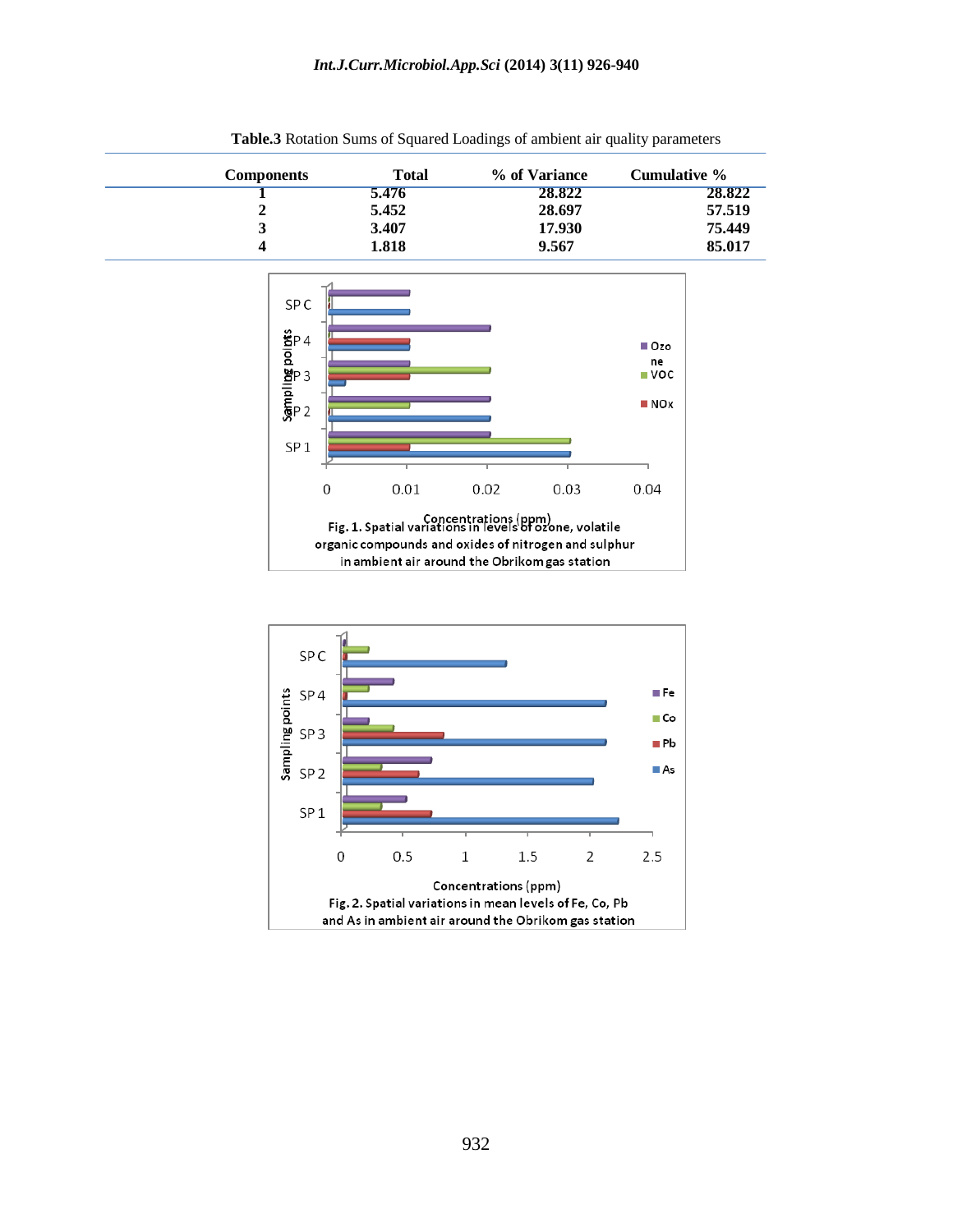**Table.3** Rotation Sums of Squared Loadings of ambient air quality parameters

| Components | Total | % of Variance | Cumulative % |
|---|---|---|---|
| 1 | 5.476 | 28.822 | 28.822 |
| 2 | 5.452 | 28.697 | 57.519 |
| 3 | 3.407 | 17.930 | 75.449 |
| 4 | 1.818 | 9.567 | 85.017 |

**Fig. 1.** Spatial variations in levels of ozone, volatile organic compounds and oxides of nitrogen and sulphur in ambient air around the Obrikom gas station

**Fig. 2.** Spatial variations in mean levels of Fe, Co, Pb and As in ambient air around the Obrikom gas station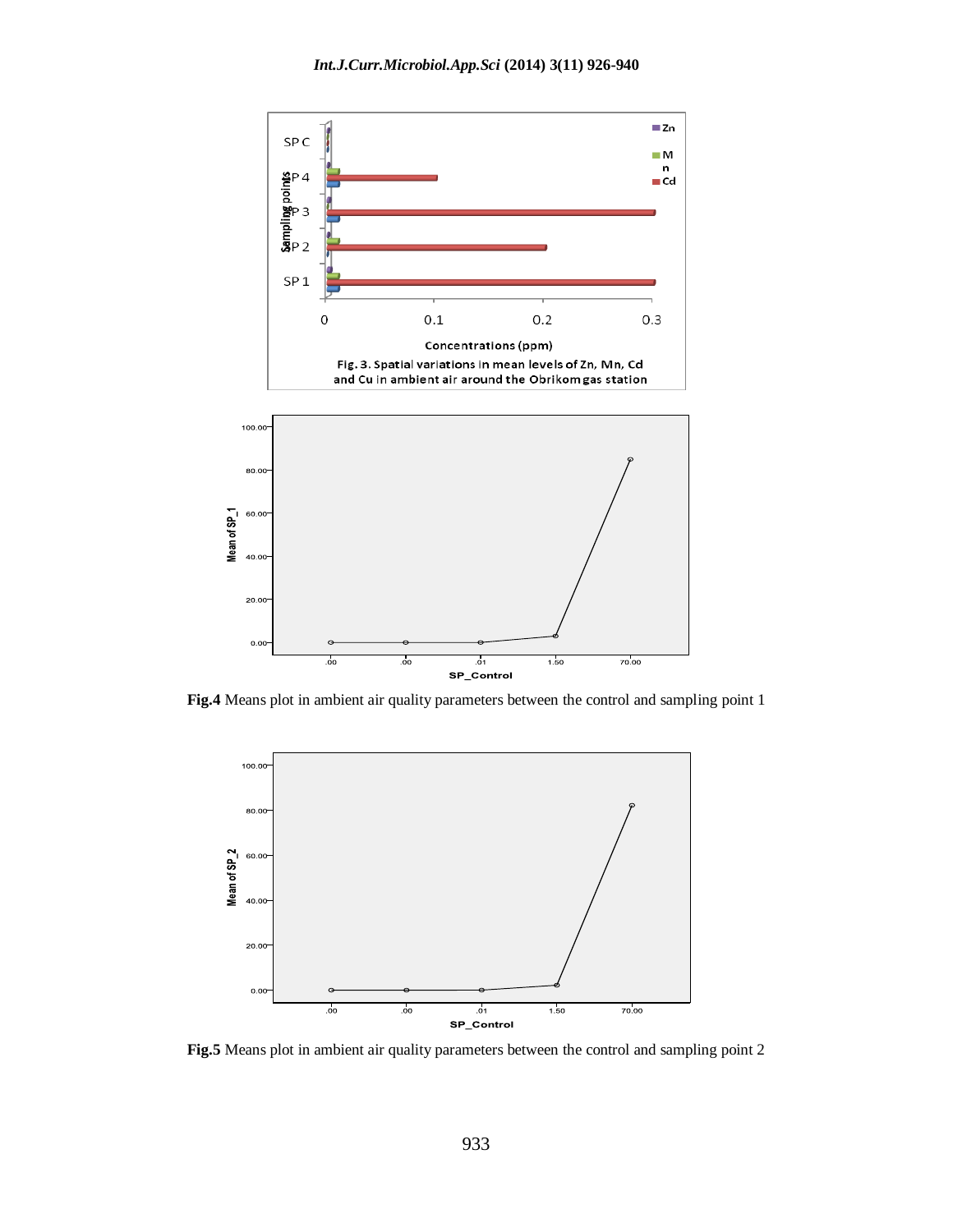Fig. 3. Spatial variations in mean levels of Zn, Mn, Cd and Cu in ambient air around the Obrikom gas station

**Fig.4** Means plot in ambient air quality parameters between the control and sampling point 1

**Fig.5** Means plot in ambient air quality parameters between the control and sampling point 2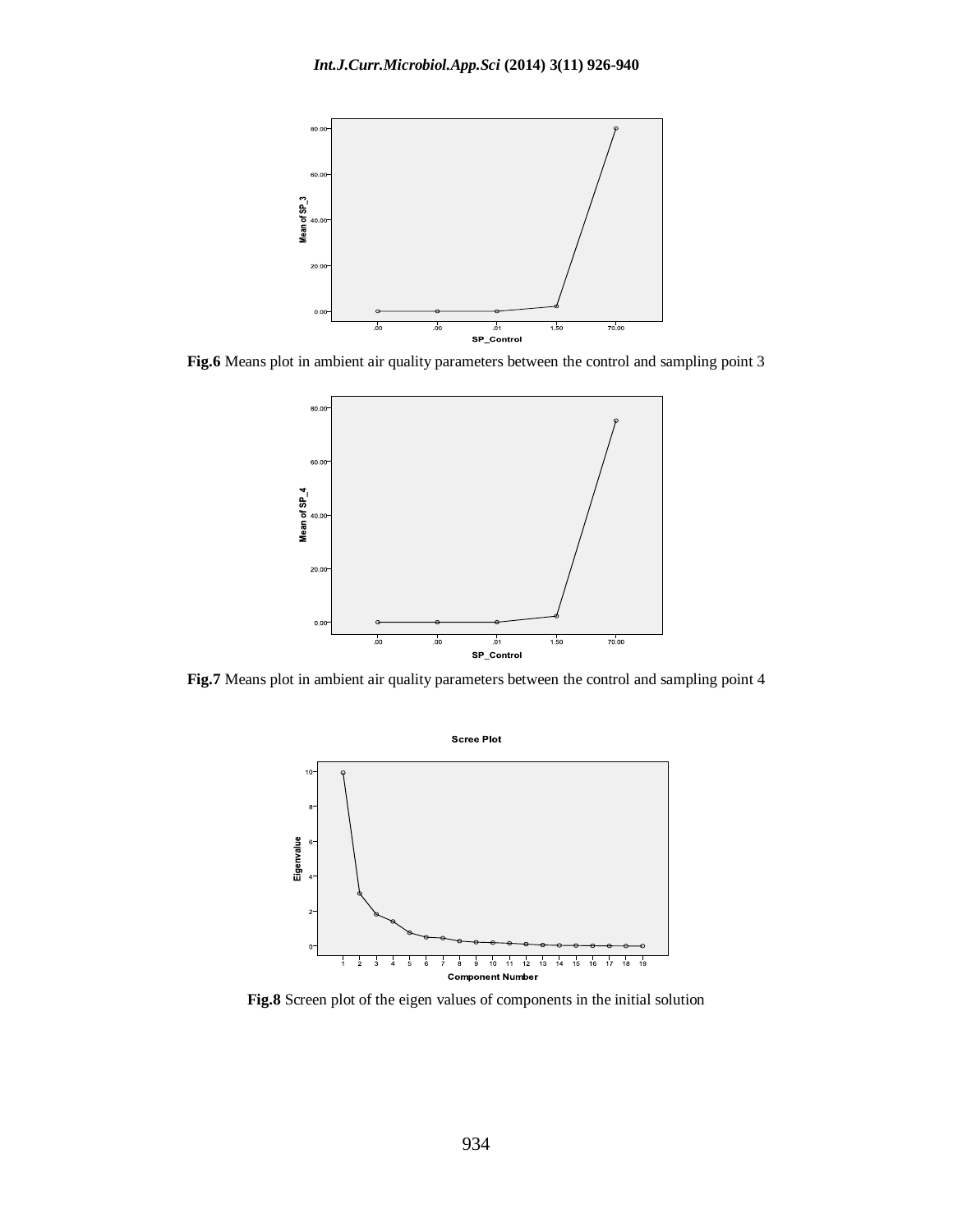**Fig.6** Means plot in ambient air quality parameters between the control and sampling point 3

**Fig.7** Means plot in ambient air quality parameters between the control and sampling point 4

**Fig.8** Screen plot of the eigen values of components in the initial solution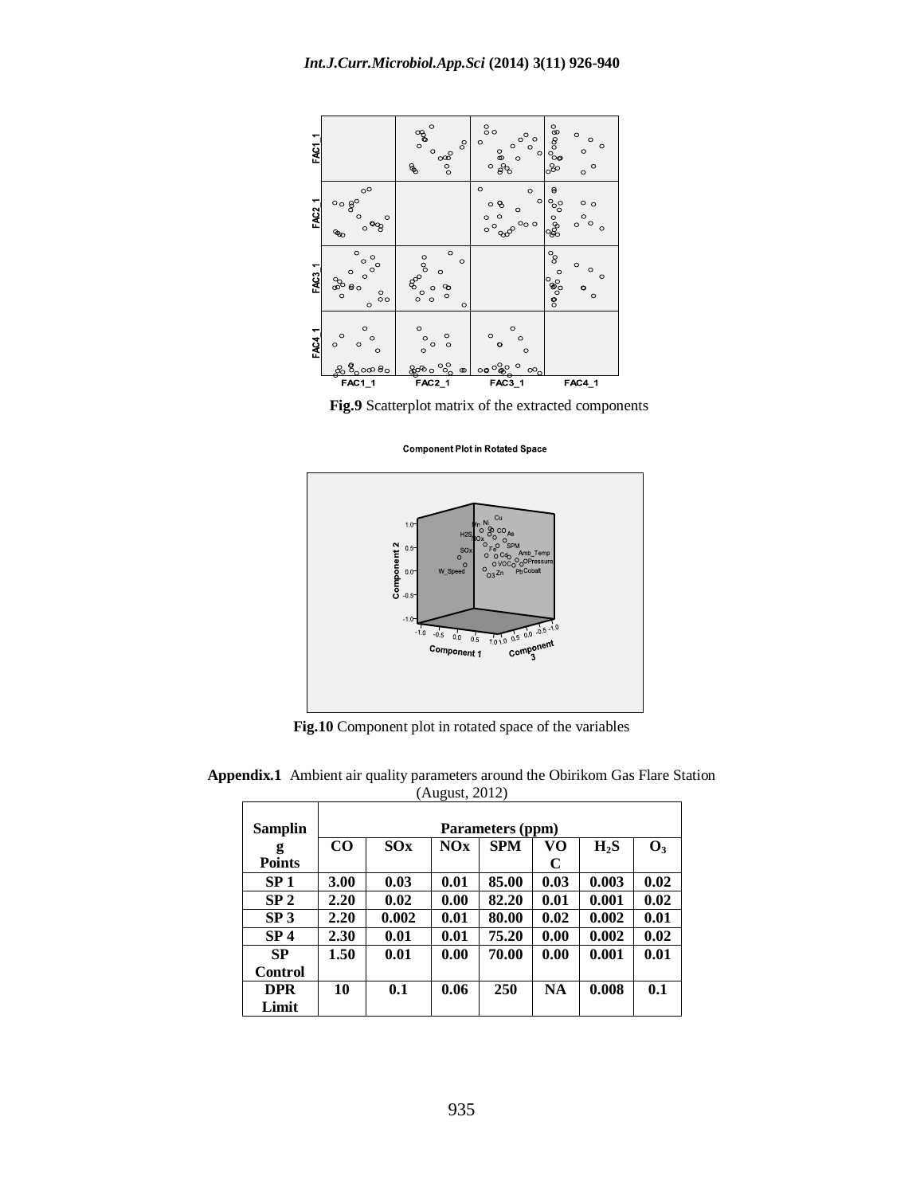Fig.9 Scatterplot matrix of the extracted components

Fig.10 Component plot in rotated space of the variables

**Appendix.1** Ambient air quality parameters around the Obirikom Gas Flare Station (August, 2012)

| Sampling Points | Parameters (ppm) | | | | | | |
|---|---|---|---|---|---|---|---|
| | CO | SOx | NOx | SPM | VOC | $H_2S$ | $O_3$ |
| SP 1 | 3.00 | 0.03 | 0.01 | 85.00 | 0.03 | 0.003 | 0.02 |
| SP 2 | 2.20 | 0.02 | 0.00 | 82.20 | 0.01 | 0.001 | 0.02 |
| SP 3 | 2.20 | 0.002 | 0.01 | 80.00 | 0.02 | 0.002 | 0.01 |
| SP 4 | 2.30 | 0.01 | 0.01 | 75.20 | 0.00 | 0.002 | 0.02 |
| SP Control | 1.50 | 0.01 | 0.00 | 70.00 | 0.00 | 0.001 | 0.01 |
| DPR Limit | 10 | 0.1 | 0.06 | 250 | NA | 0.008 | 0.1 |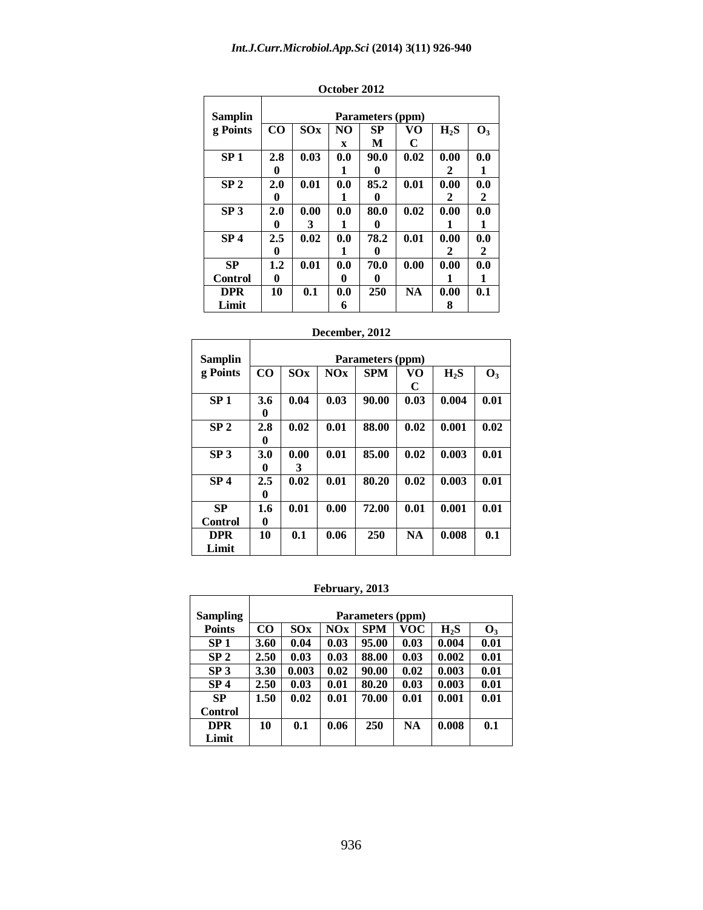**October 2012**

| Sampling Points | Parameters (ppm) | | | | | | |
|---|---|---|---|---|---|---|---|
| | CO | SOx | NOx | SPM | VOC | $H_2S$ | $O_3$ |
| SP 1 | 2.80 | 0.03 | 0.01 | 90.00 | 0.02 | 0.002 | 0.01 |
| SP 2 | 2.00 | 0.01 | 0.01 | 85.20 | 0.01 | 0.002 | 0.02 |
| SP 3 | 2.00 | 0.003 | 0.01 | 80.00 | 0.02 | 0.001 | 0.01 |
| SP 4 | 2.50 | 0.02 | 0.01 | 78.20 | 0.01 | 0.002 | 0.02 |
| SP Control | 1.20 | 0.01 | 0.00 | 70.00 | 0.00 | 0.001 | 0.01 |
| DPR Limit | 10 | 0.1 | 0.06 | 250 | NA | 0.008 | 0.1 |

**December, 2012**

| Sampling Points | Parameters (ppm) | | | | | | |
|---|---|---|---|---|---|---|---|
| | CO | SOx | NOx | SPM | VOC | $H_2S$ | $O_3$ |
| SP 1 | 3.60 | 0.04 | 0.03 | 90.00 | 0.03 | 0.004 | 0.01 |
| SP 2 | 2.80 | 0.02 | 0.01 | 88.00 | 0.02 | 0.001 | 0.02 |
| SP 3 | 3.00 | 0.003 | 0.01 | 85.00 | 0.02 | 0.003 | 0.01 |
| SP 4 | 2.50 | 0.02 | 0.01 | 80.20 | 0.02 | 0.003 | 0.01 |
| SP Control | 1.60 | 0.01 | 0.00 | 72.00 | 0.01 | 0.001 | 0.01 |
| DPR Limit | 10 | 0.1 | 0.06 | 250 | NA | 0.008 | 0.1 |

**February, 2013**

| Sampling Points | Parameters (ppm) | | | | | | |
|---|---|---|---|---|---|---|---|
| | CO | SOx | NOx | SPM | VOC | $H_2S$ | $O_3$ |
| SP 1 | 3.60 | 0.04 | 0.03 | 95.00 | 0.03 | 0.004 | 0.01 |
| SP 2 | 2.50 | 0.03 | 0.03 | 88.00 | 0.03 | 0.002 | 0.01 |
| SP 3 | 3.30 | 0.003 | 0.02 | 90.00 | 0.02 | 0.003 | 0.01 |
| SP 4 | 2.50 | 0.03 | 0.01 | 80.20 | 0.03 | 0.003 | 0.01 |
| SP Control | 1.50 | 0.02 | 0.01 | 70.00 | 0.01 | 0.001 | 0.01 |
| DPR Limit | 10 | 0.1 | 0.06 | 250 | NA | 0.008 | 0.1 |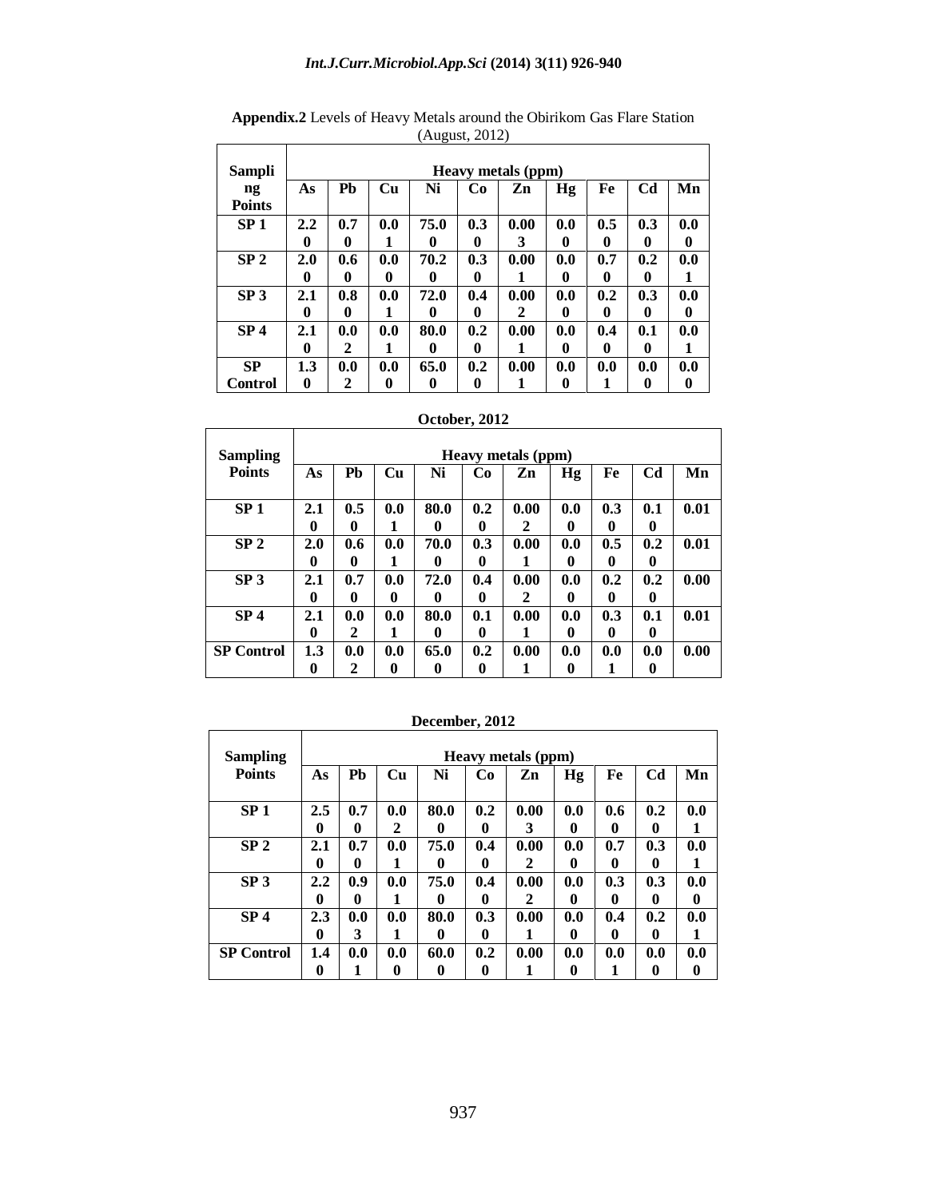**Appendix.2** Levels of Heavy Metals around the Obirikom Gas Flare Station (August, 2012)

| Sampling Points | Heavy metals (ppm) | | | | | | | | | |
|---|---|---|---|---|---|---|---|---|---|---|
| | As | Pb | Cu | Ni | Co | Zn | Hg | Fe | Cd | Mn |
| SP 1 | 2.20 | 0.70 | 0.01 | 75.00 | 0.30 | 0.003 | 0.00 | 0.50 | 0.30 | 0.00 |
| SP 2 | 2.00 | 0.60 | 0.00 | 70.20 | 0.30 | 0.001 | 0.00 | 0.70 | 0.20 | 0.01 |
| SP 3 | 2.10 | 0.80 | 0.01 | 72.00 | 0.40 | 0.002 | 0.00 | 0.20 | 0.30 | 0.00 |
| SP 4 | 2.10 | 0.02 | 0.01 | 80.00 | 0.20 | 0.001 | 0.00 | 0.40 | 0.10 | 0.01 |
| SP Control | 1.30 | 0.02 | 0.00 | 65.00 | 0.20 | 0.001 | 0.00 | 0.01 | 0.00 | 0.00 |

**October, 2012**

| Sampling Points | Heavy metals (ppm) | | | | | | | | | |
|---|---|---|---|---|---|---|---|---|---|---|
| | As | Pb | Cu | Ni | Co | Zn | Hg | Fe | Cd | Mn |
| SP 1 | 2.10 | 0.50 | 0.01 | 80.00 | 0.20 | 0.002 | 0.00 | 0.30 | 0.10 | 0.01 |
| SP 2 | 2.00 | 0.60 | 0.01 | 70.00 | 0.30 | 0.001 | 0.00 | 0.50 | 0.20 | 0.01 |
| SP 3 | 2.10 | 0.70 | 0.00 | 72.00 | 0.40 | 0.002 | 0.00 | 0.20 | 0.20 | 0.00 |
| SP 4 | 2.10 | 0.02 | 0.01 | 80.00 | 0.10 | 0.001 | 0.00 | 0.30 | 0.10 | 0.01 |
| SP Control | 1.30 | 0.02 | 0.00 | 65.00 | 0.20 | 0.001 | 0.00 | 0.01 | 0.00 | 0.00 |

**December, 2012**

| Sampling Points | Heavy metals (ppm) | | | | | | | | | |
|---|---|---|---|---|---|---|---|---|---|---|
| | As | Pb | Cu | Ni | Co | Zn | Hg | Fe | Cd | Mn |
| SP 1 | 2.50 | 0.70 | 0.02 | 80.00 | 0.20 | 0.003 | 0.00 | 0.60 | 0.20 | 0.01 |
| SP 2 | 2.10 | 0.70 | 0.01 | 75.00 | 0.40 | 0.002 | 0.00 | 0.70 | 0.30 | 0.01 |
| SP 3 | 2.20 | 0.90 | 0.01 | 75.00 | 0.40 | 0.002 | 0.00 | 0.30 | 0.30 | 0.00 |
| SP 4 | 2.30 | 0.03 | 0.01 | 80.00 | 0.30 | 0.001 | 0.00 | 0.40 | 0.20 | 0.01 |
| SP Control | 1.40 | 0.01 | 0.00 | 60.00 | 0.20 | 0.001 | 0.00 | 0.01 | 0.00 | 0.00 |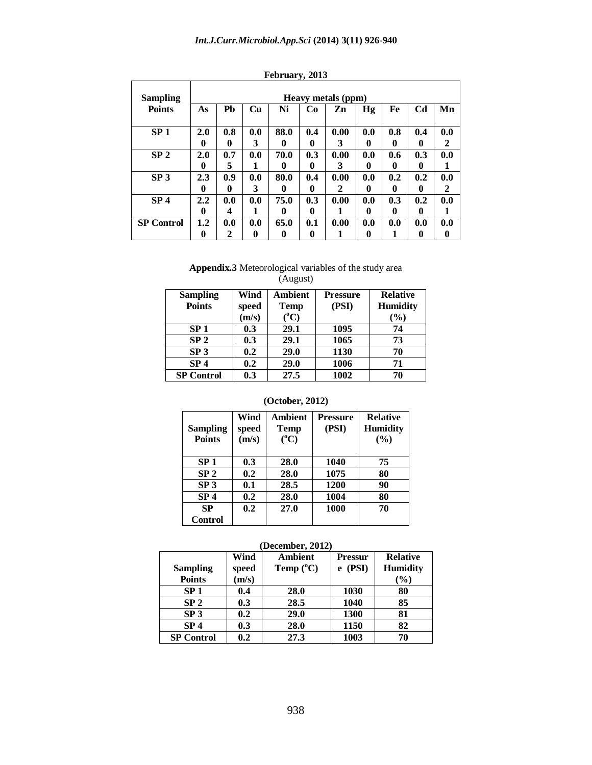**February, 2013**

| Sampling Points | Heavy metals (ppm) | | | | | | | | | |
|---|---|---|---|---|---|---|---|---|---|---|
| | As | Pb | Cu | Ni | Co | Zn | Hg | Fe | Cd | Mn |
| **SP 1** | **2.00** | **0.80** | **0.03** | **88.00** | **0.40** | **0.003** | **0.00** | **0.80** | **0.40** | **0.02** |
| **SP 2** | **2.00** | **0.75** | **0.01** | **70.00** | **0.30** | **0.003** | **0.00** | **0.60** | **0.30** | **0.01** |
| **SP 3** | **2.30** | **0.90** | **0.03** | **80.00** | **0.40** | **0.002** | **0.00** | **0.20** | **0.20** | **0.02** |
| **SP 4** | **2.20** | **0.04** | **0.01** | **75.00** | **0.30** | **0.001** | **0.00** | **0.30** | **0.20** | **0.01** |
| **SP Control** | **1.20** | **0.02** | **0.00** | **65.00** | **0.10** | **0.001** | **0.00** | **0.01** | **0.00** | **0.00** |

**Appendix.3** Meteorological variables of the study area (August)

| Sampling Points | Wind speed (m/s) | Ambient Temp ($^oC$) | Pressure (PSI) | Relative Humidity (%) |
|---|---|---|---|---|
| **SP 1** | **0.3** | **29.1** | **1095** | **74** |
| **SP 2** | **0.3** | **29.1** | **1065** | **73** |
| **SP 3** | **0.2** | **29.0** | **1130** | **70** |
| **SP 4** | **0.2** | **29.0** | **1006** | **71** |
| **SP Control** | **0.3** | **27.5** | **1002** | **70** |

**(October, 2012)**

| Sampling Points | Wind speed (m/s) | Ambient Temp ($^oC$) | Pressure (PSI) | Relative Humidity (%) |
|---|---|---|---|---|
| **SP 1** | **0.3** | **28.0** | **1040** | **75** |
| **SP 2** | **0.2** | **28.0** | **1075** | **80** |
| **SP 3** | **0.1** | **28.5** | **1200** | **90** |
| **SP 4** | **0.2** | **28.0** | **1004** | **80** |
| **SP Control** | **0.2** | **27.0** | **1000** | **70** |

**(December, 2012)**

| Sampling Points | Wind speed (m/s) | Ambient Temp ($^oC$) | Pressure (PSI) | Relative Humidity (%) |
|---|---|---|---|---|
| **SP 1** | **0.4** | **28.0** | **1030** | **80** |
| **SP 2** | **0.3** | **28.5** | **1040** | **85** |
| **SP 3** | **0.2** | **29.0** | **1300** | **81** |
| **SP 4** | **0.3** | **28.0** | **1150** | **82** |
| **SP Control** | **0.2** | **27.3** | **1003** | **70** |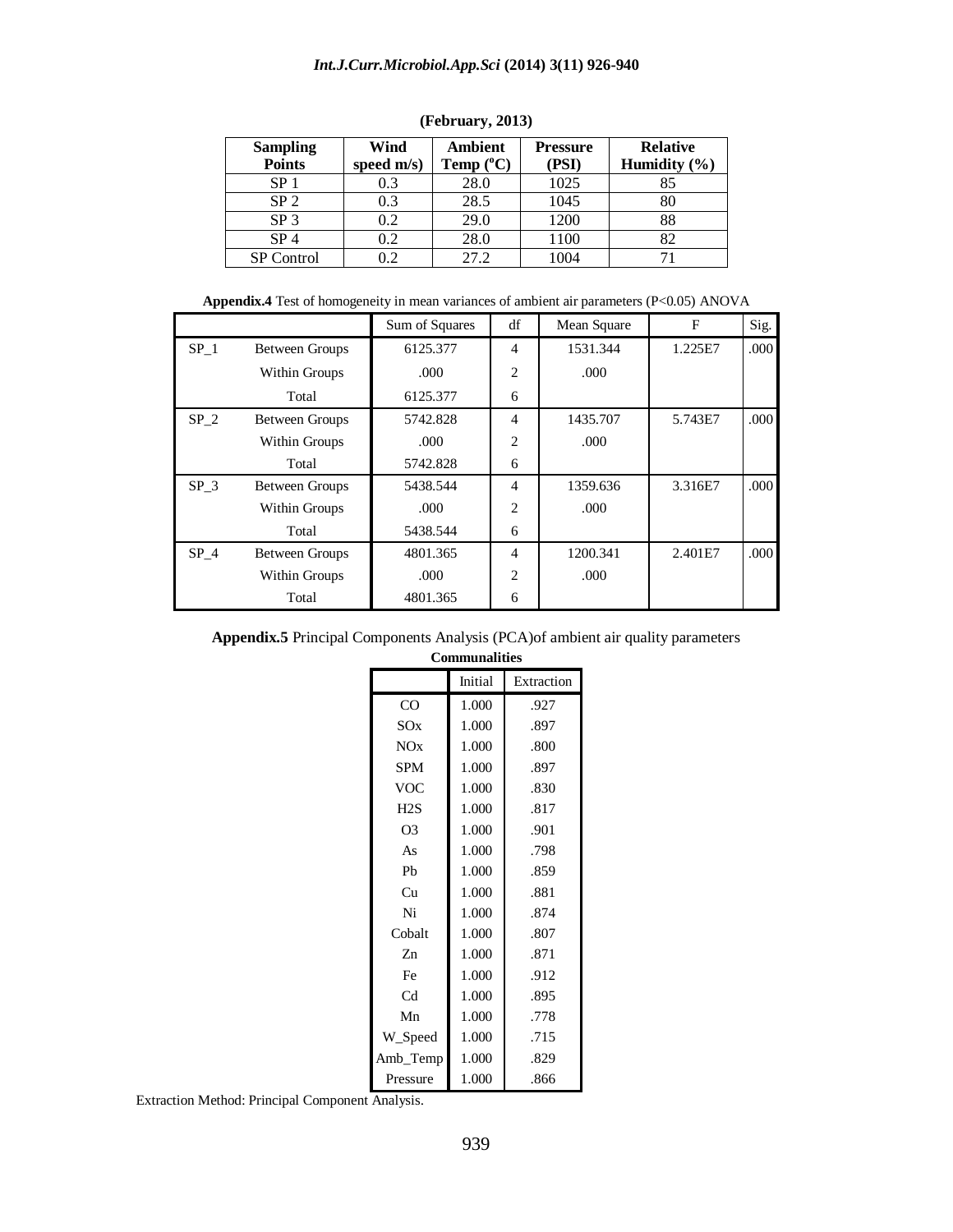**(February, 2013)**

| Sampling Points | Wind speed m/s) | Ambient Temp (°C) | Pressure (PSI) | Relative Humidity (%) |
|---|---|---|---|---|
| SP 1 | 0.3 | 28.0 | 1025 | 85 |
| SP 2 | 0.3 | 28.5 | 1045 | 80 |
| SP 3 | 0.2 | 29.0 | 1200 | 88 |
| SP 4 | 0.2 | 28.0 | 1100 | 82 |
| SP Control | 0.2 | 27.2 | 1004 | 71 |

**Appendix.4** Test of homogeneity in mean variances of ambient air parameters ($P<0.05$) ANOVA

| | | Sum of Squares | df | Mean Square | F | Sig. |
|---|---|---|---|---|---|---|
| SP_1 | Between Groups | 6125.377 | 4 | 1531.344 | 1.225E7 | .000 |
| | Within Groups | .000 | 2 | .000 | | |
| | Total | 6125.377 | 6 | | | |
| SP_2 | Between Groups | 5742.828 | 4 | 1435.707 | 5.743E7 | .000 |
| | Within Groups | .000 | 2 | .000 | | |
| | Total | 5742.828 | 6 | | | |
| SP_3 | Between Groups | 5438.544 | 4 | 1359.636 | 3.316E7 | .000 |
| | Within Groups | .000 | 2 | .000 | | |
| | Total | 5438.544 | 6 | | | |
| SP_4 | Between Groups | 4801.365 | 4 | 1200.341 | 2.401E7 | .000 |
| | Within Groups | .000 | 2 | .000 | | |
| | Total | 4801.365 | 6 | | | |

**Appendix.5** Principal Components Analysis (PCA)of ambient air quality parameters

**Communalities**

| | Initial | Extraction |
|---|---|---|
| CO | 1.000 | .927 |
| SOx | 1.000 | .897 |
| NOx | 1.000 | .800 |
| SPM | 1.000 | .897 |
| VOC | 1.000 | .830 |
| H2S | 1.000 | .817 |
| O3 | 1.000 | .901 |
| As | 1.000 | .798 |
| Pb | 1.000 | .859 |
| Cu | 1.000 | .881 |
| Ni | 1.000 | .874 |
| Cobalt | 1.000 | .807 |
| Zn | 1.000 | .871 |
| Fe | 1.000 | .912 |
| Cd | 1.000 | .895 |
| Mn | 1.000 | .778 |
| W_Speed | 1.000 | .715 |
| Amb_Temp | 1.000 | .829 |
| Pressure | 1.000 | .866 |

Extraction Method: Principal Component Analysis.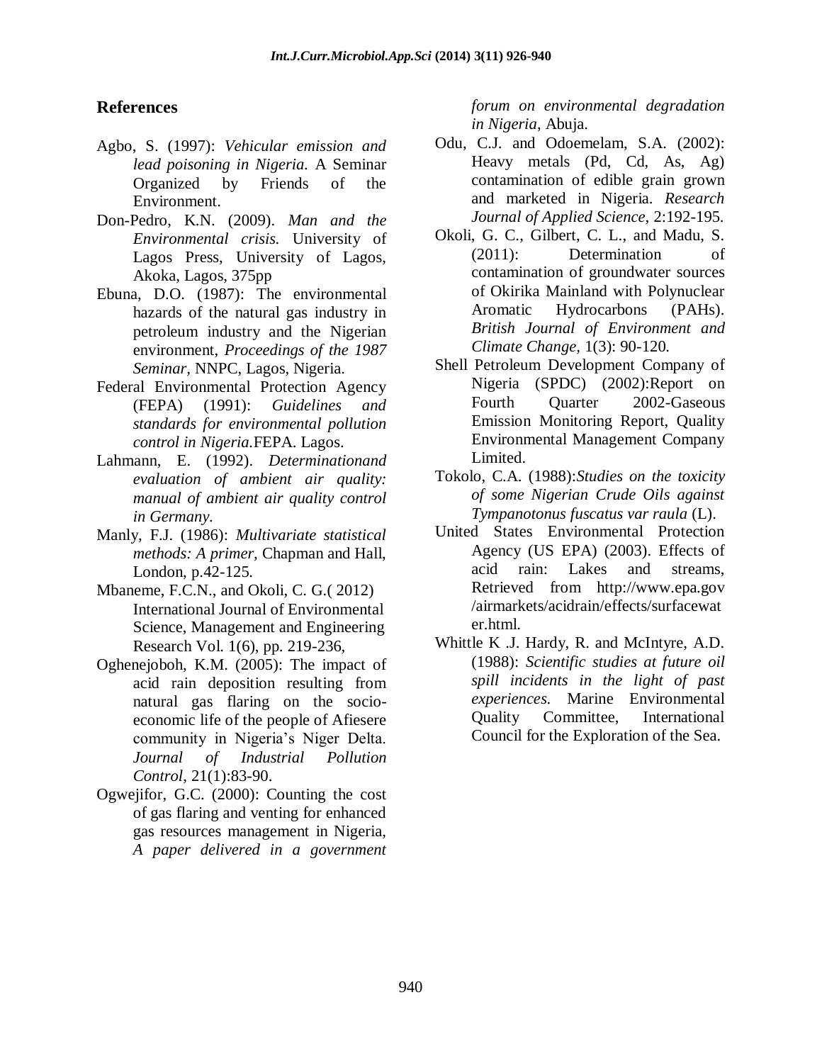## References

Agbo, S. (1997): *Vehicular emission and lead poisoning in Nigeria.* A Seminar Organized by Friends of the Environment.

Don-Pedro, K.N. (2009). *Man and the Environmental crisis.* University of Lagos Press, University of Lagos, Akoka, Lagos, 375pp

Ebuna, D.O. (1987): The environmental hazards of the natural gas industry in petroleum industry and the Nigerian environment, *Proceedings of the 1987 Seminar*, NNPC, Lagos, Nigeria.

Federal Environmental Protection Agency (FEPA) (1991): *Guidelines and standards for environmental pollution control in Nigeria.*FEPA. Lagos.

Lahmann, E. (1992). *Determinationand evaluation of ambient air quality: manual of ambient air quality control in Germany.*

Manly, F.J. (1986): *Multivariate statistical methods: A primer,* Chapman and Hall, London, p.42-125.

Mbaneme, F.C.N., and Okoli, C. G.( 2012) International Journal of Environmental Science, Management and Engineering Research Vol. 1(6), pp. 219-236,

Oghenejoboh, K.M. (2005): The impact of acid rain deposition resulting from natural gas flaring on the socio-economic life of the people of Afiesere community in Nigeria's Niger Delta. *Journal of Industrial Pollution Control*, 21(1):83-90.

Ogwejifor, G.C. (2000): Counting the cost of gas flaring and venting for enhanced gas resources management in Nigeria, *A paper delivered in a government forum on environmental degradation in Nigeria*, Abuja.

Odu, C.J. and Odoemelam, S.A. (2002): Heavy metals (Pd, Cd, As, Ag) contamination of edible grain grown and marketed in Nigeria. *Research Journal of Applied Science,* 2:192-195.

Okoli, G. C., Gilbert, C. L., and Madu, S. (2011): Determination of contamination of groundwater sources of Okirika Mainland with Polynuclear Aromatic Hydrocarbons (PAHs). *British Journal of Environment and Climate Change,* 1(3): 90-120.

Shell Petroleum Development Company of Nigeria (SPDC) (2002):Report on Fourth Quarter 2002-Gaseous Emission Monitoring Report, Quality Environmental Management Company Limited.

Tokolo, C.A. (1988):*Studies on the toxicity of some Nigerian Crude Oils against Tympanotonus fuscatus var raula* (L).

United States Environmental Protection Agency (US EPA) (2003). Effects of acid rain: Lakes and streams, Retrieved from http://www.epa.gov /airmarkets/acidrain/effects/surfacewat er.html.

Whittle K .J. Hardy, R. and McIntyre, A.D. (1988): *Scientific studies at future oil spill incidents in the light of past experiences.* Marine Environmental Quality Committee, International Council for the Exploration of the Sea.